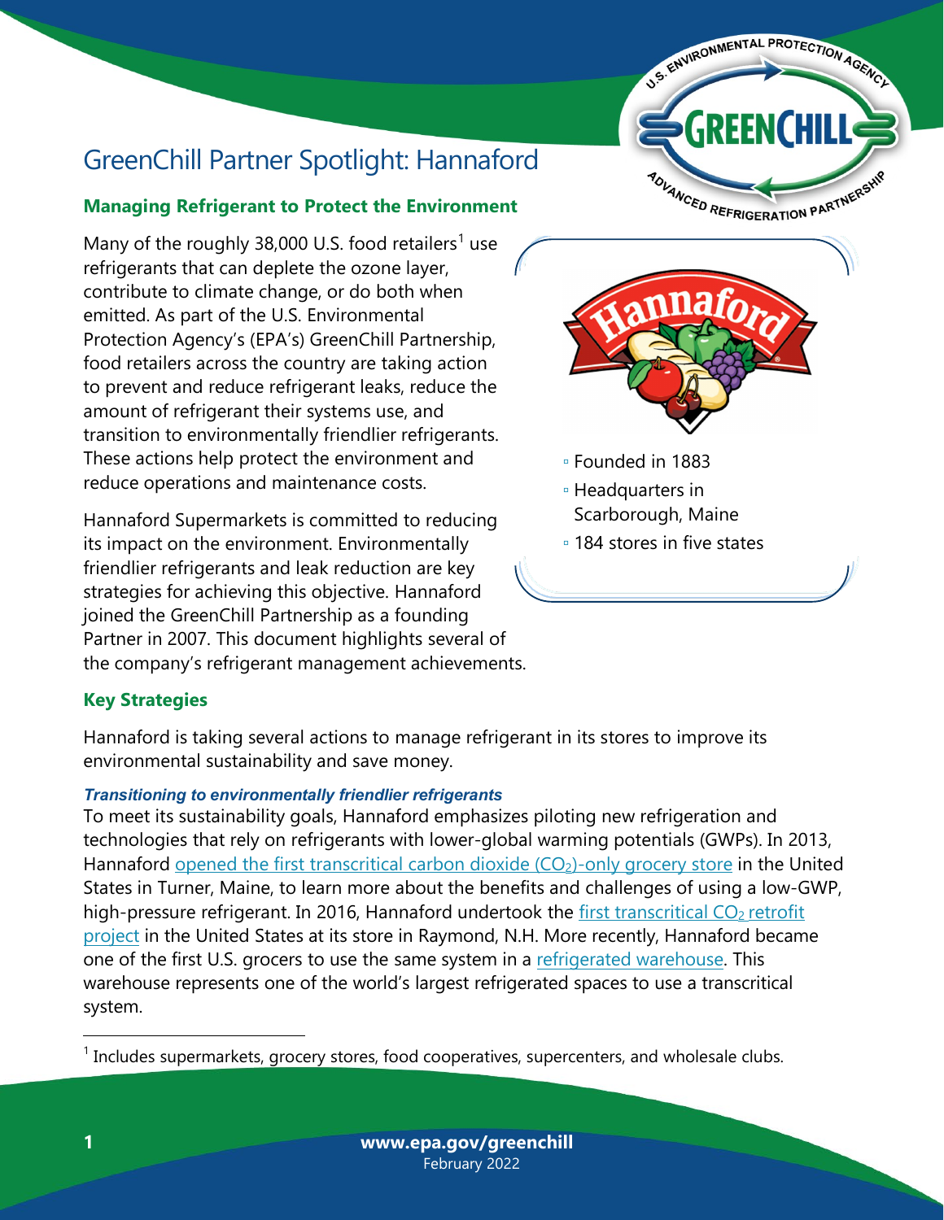# GreenChill Partner Spotlight: Hannaford

## Managing Refrigerant to Protect the Environment

Many of the roughly 38,000 U.S. food retailers[1] use refrigerants that can deplete the ozone layer, contribute to climate change, or do both when emitted. As part of the U.S. Environmental Protection Agency's (EPA's) GreenChill Partnership, food retailers across the country are taking action to prevent and reduce refrigerant leaks, reduce the amount of refrigerant their systems use, and transition to environmentally friendlier refrigerants. These actions help protect the environment and reduce operations and maintenance costs.

Hannaford Supermarkets is committed to reducing its impact on the environment. Environmentally friendlier refrigerants and leak reduction are key strategies for achieving this objective. Hannaford joined the GreenChill Partnership as a founding Partner in 2007. This document highlights several of the company's refrigerant management achievements.

- Founded in 1883
- Headquarters in Scarborough, Maine
- 184 stores in five states

## Key Strategies

Hannaford is taking several actions to manage refrigerant in its stores to improve its environmental sustainability and save money.

### *Transitioning to environmentally friendlier refrigerants*

To meet its sustainability goals, Hannaford emphasizes piloting new refrigeration and technologies that rely on refrigerants with lower-global warming potentials (GWPs). In 2013, Hannaford opened the first transcritical carbon dioxide ($CO_2$)-only grocery store in the United States in Turner, Maine, to learn more about the benefits and challenges of using a low-GWP, high-pressure refrigerant. In 2016, Hannaford undertook the first transcritical $CO_2$ retrofit project in the United States at its store in Raymond, N.H. More recently, Hannaford became one of the first U.S. grocers to use the same system in a refrigerated warehouse. This warehouse represents one of the world's largest refrigerated spaces to use a transcritical system.

[1] Includes supermarkets, grocery stores, food cooperatives, supercenters, and wholesale clubs.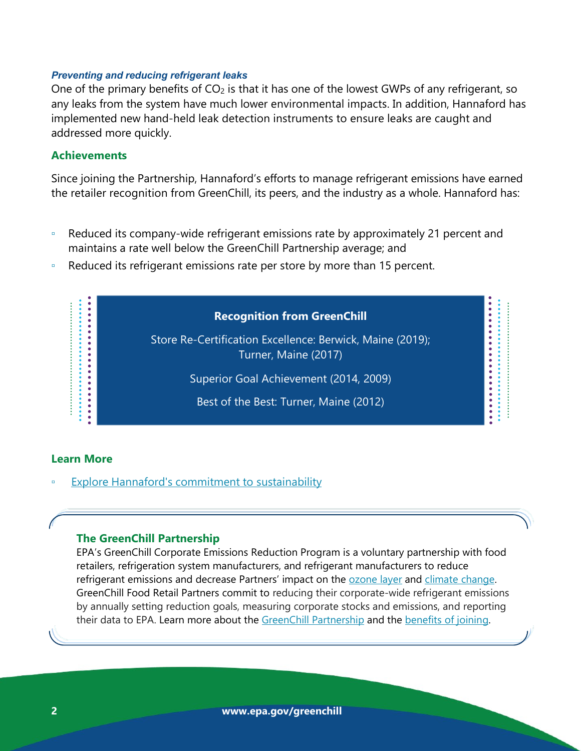*__Preventing and reducing refrigerant leaks__*

One of the primary benefits of $CO_2$ is that it has one of the lowest GWPs of any refrigerant, so any leaks from the system have much lower environmental impacts. In addition, Hannaford has implemented new hand-held leak detection instruments to ensure leaks are caught and addressed more quickly.

### Achievements

Since joining the Partnership, Hannaford's efforts to manage refrigerant emissions have earned the retailer recognition from GreenChill, its peers, and the industry as a whole. Hannaford has:

- Reduced its company-wide refrigerant emissions rate by approximately 21 percent and maintains a rate well below the GreenChill Partnership average; and
- Reduced its refrigerant emissions rate per store by more than 15 percent.

**Recognition from GreenChill**

Store Re-Certification Excellence: Berwick, Maine (2019); Turner, Maine (2017)

Superior Goal Achievement (2014, 2009)

Best of the Best: Turner, Maine (2012)

### Learn More

- Explore Hannaford's commitment to sustainability

### The GreenChill Partnership

EPA's GreenChill Corporate Emissions Reduction Program is a voluntary partnership with food retailers, refrigeration system manufacturers, and refrigerant manufacturers to reduce refrigerant emissions and decrease Partners' impact on the ozone layer and climate change. GreenChill Food Retail Partners commit to reducing their corporate-wide refrigerant emissions by annually setting reduction goals, measuring corporate stocks and emissions, and reporting their data to EPA. Learn more about the GreenChill Partnership and the benefits of joining.

www.epa.gov/greenchill